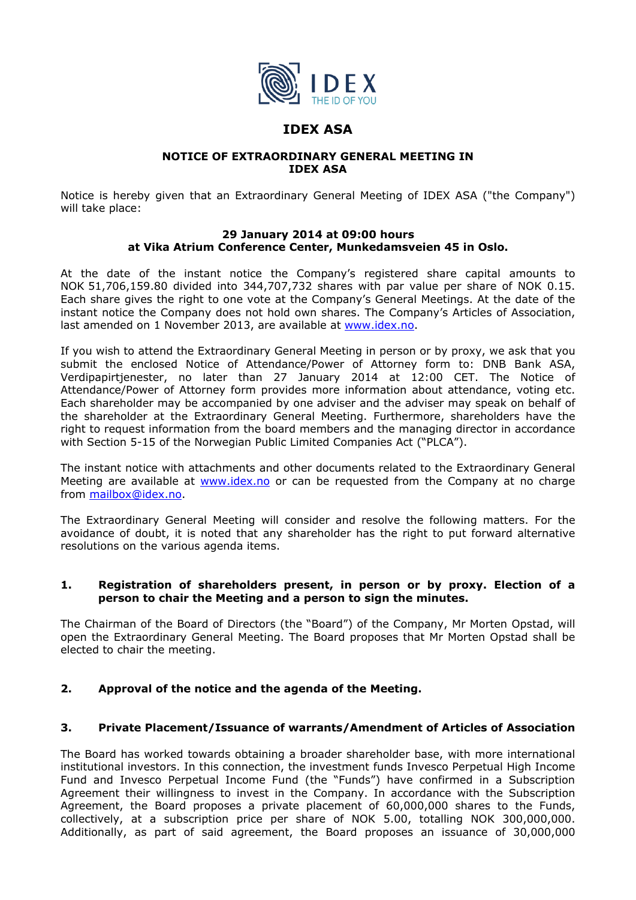# IDEX ASA

## NOTICE OF EXTRAORDINARY GENERAL MEETING IN IDEX ASA

Notice is hereby given that an Extraordinary General Meeting of IDEX ASA ("the Company") will take place:

**29 January 2014 at 09:00 hours**
**at Vika Atrium Conference Center, Munkedamsveien 45 in Oslo.**

At the date of the instant notice the Company's registered share capital amounts to NOK 51,706,159.80 divided into 344,707,732 shares with par value per share of NOK 0.15. Each share gives the right to one vote at the Company's General Meetings. At the date of the instant notice the Company does not hold own shares. The Company's Articles of Association, last amended on 1 November 2013, are available at www.idex.no.

If you wish to attend the Extraordinary General Meeting in person or by proxy, we ask that you submit the enclosed Notice of Attendance/Power of Attorney form to: DNB Bank ASA, Verdipapirtjenester, no later than 27 January 2014 at 12:00 CET. The Notice of Attendance/Power of Attorney form provides more information about attendance, voting etc. Each shareholder may be accompanied by one adviser and the adviser may speak on behalf of the shareholder at the Extraordinary General Meeting. Furthermore, shareholders have the right to request information from the board members and the managing director in accordance with Section 5-15 of the Norwegian Public Limited Companies Act ("PLCA").

The instant notice with attachments and other documents related to the Extraordinary General Meeting are available at www.idex.no or can be requested from the Company at no charge from mailbox@idex.no.

The Extraordinary General Meeting will consider and resolve the following matters. For the avoidance of doubt, it is noted that any shareholder has the right to put forward alternative resolutions on the various agenda items.

### 1. Registration of shareholders present, in person or by proxy. Election of a person to chair the Meeting and a person to sign the minutes.

The Chairman of the Board of Directors (the "Board") of the Company, Mr Morten Opstad, will open the Extraordinary General Meeting. The Board proposes that Mr Morten Opstad shall be elected to chair the meeting.

### 2. Approval of the notice and the agenda of the Meeting.

### 3. Private Placement/Issuance of warrants/Amendment of Articles of Association

The Board has worked towards obtaining a broader shareholder base, with more international institutional investors. In this connection, the investment funds Invesco Perpetual High Income Fund and Invesco Perpetual Income Fund (the "Funds") have confirmed in a Subscription Agreement their willingness to invest in the Company. In accordance with the Subscription Agreement, the Board proposes a private placement of 60,000,000 shares to the Funds, collectively, at a subscription price per share of NOK 5.00, totalling NOK 300,000,000. Additionally, as part of said agreement, the Board proposes an issuance of 30,000,000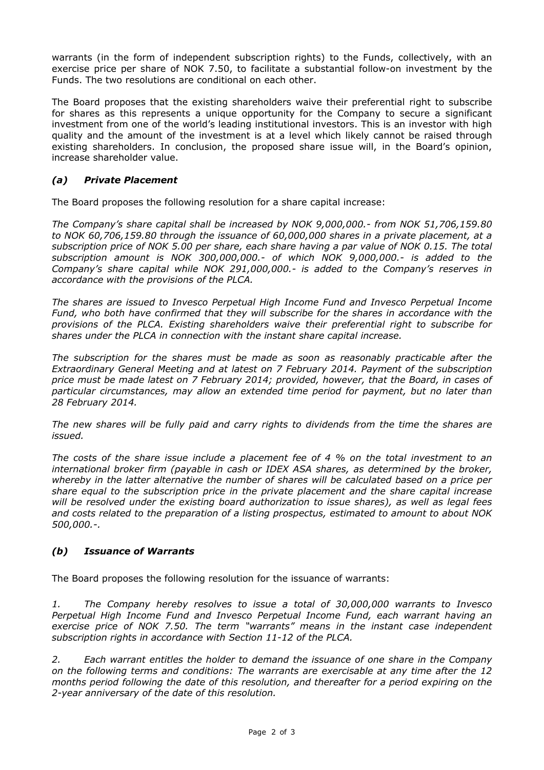warrants (in the form of independent subscription rights) to the Funds, collectively, with an exercise price per share of NOK 7.50, to facilitate a substantial follow-on investment by the Funds. The two resolutions are conditional on each other.

The Board proposes that the existing shareholders waive their preferential right to subscribe for shares as this represents a unique opportunity for the Company to secure a significant investment from one of the world's leading institutional investors. This is an investor with high quality and the amount of the investment is at a level which likely cannot be raised through existing shareholders. In conclusion, the proposed share issue will, in the Board's opinion, increase shareholder value.

### *(a) Private Placement*

The Board proposes the following resolution for a share capital increase:

*The Company's share capital shall be increased by NOK 9,000,000.- from NOK 51,706,159.80 to NOK 60,706,159.80 through the issuance of 60,000,000 shares in a private placement, at a subscription price of NOK 5.00 per share, each share having a par value of NOK 0.15. The total subscription amount is NOK 300,000,000.- of which NOK 9,000,000.- is added to the Company's share capital while NOK 291,000,000.- is added to the Company's reserves in accordance with the provisions of the PLCA.*

*The shares are issued to Invesco Perpetual High Income Fund and Invesco Perpetual Income Fund, who both have confirmed that they will subscribe for the shares in accordance with the provisions of the PLCA. Existing shareholders waive their preferential right to subscribe for shares under the PLCA in connection with the instant share capital increase.*

*The subscription for the shares must be made as soon as reasonably practicable after the Extraordinary General Meeting and at latest on 7 February 2014. Payment of the subscription price must be made latest on 7 February 2014; provided, however, that the Board, in cases of particular circumstances, may allow an extended time period for payment, but no later than 28 February 2014.*

*The new shares will be fully paid and carry rights to dividends from the time the shares are issued.*

*The costs of the share issue include a placement fee of 4 % on the total investment to an international broker firm (payable in cash or IDEX ASA shares, as determined by the broker, whereby in the latter alternative the number of shares will be calculated based on a price per share equal to the subscription price in the private placement and the share capital increase will be resolved under the existing board authorization to issue shares), as well as legal fees and costs related to the preparation of a listing prospectus, estimated to amount to about NOK 500,000.-.*

### *(b) Issuance of Warrants*

The Board proposes the following resolution for the issuance of warrants:

*1. The Company hereby resolves to issue a total of 30,000,000 warrants to Invesco Perpetual High Income Fund and Invesco Perpetual Income Fund, each warrant having an exercise price of NOK 7.50. The term "warrants" means in the instant case independent subscription rights in accordance with Section 11-12 of the PLCA.*

*2. Each warrant entitles the holder to demand the issuance of one share in the Company on the following terms and conditions: The warrants are exercisable at any time after the 12 months period following the date of this resolution, and thereafter for a period expiring on the 2-year anniversary of the date of this resolution.*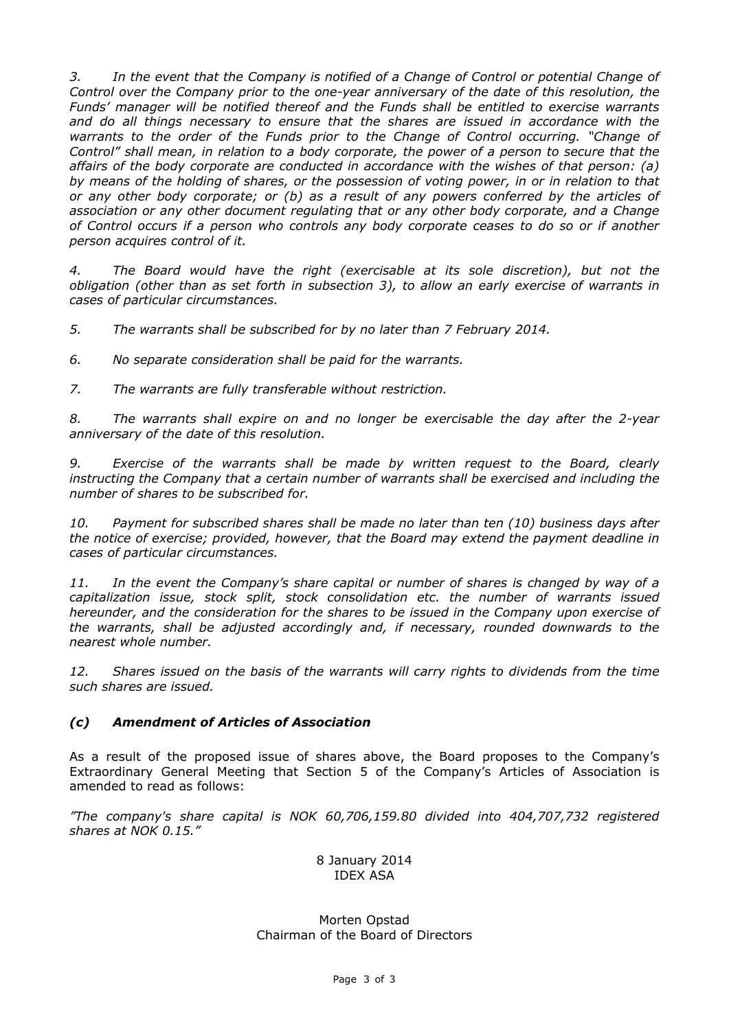*3. In the event that the Company is notified of a Change of Control or potential Change of Control over the Company prior to the one-year anniversary of the date of this resolution, the Funds' manager will be notified thereof and the Funds shall be entitled to exercise warrants and do all things necessary to ensure that the shares are issued in accordance with the warrants to the order of the Funds prior to the Change of Control occurring. "Change of Control" shall mean, in relation to a body corporate, the power of a person to secure that the affairs of the body corporate are conducted in accordance with the wishes of that person: (a) by means of the holding of shares, or the possession of voting power, in or in relation to that or any other body corporate; or (b) as a result of any powers conferred by the articles of association or any other document regulating that or any other body corporate, and a Change of Control occurs if a person who controls any body corporate ceases to do so or if another person acquires control of it.*

*4. The Board would have the right (exercisable at its sole discretion), but not the obligation (other than as set forth in subsection 3), to allow an early exercise of warrants in cases of particular circumstances.*

*5. The warrants shall be subscribed for by no later than 7 February 2014.*

*6. No separate consideration shall be paid for the warrants.*

*7. The warrants are fully transferable without restriction.*

*8. The warrants shall expire on and no longer be exercisable the day after the 2-year anniversary of the date of this resolution.*

*9. Exercise of the warrants shall be made by written request to the Board, clearly instructing the Company that a certain number of warrants shall be exercised and including the number of shares to be subscribed for.*

*10. Payment for subscribed shares shall be made no later than ten (10) business days after the notice of exercise; provided, however, that the Board may extend the payment deadline in cases of particular circumstances.*

*11. In the event the Company's share capital or number of shares is changed by way of a capitalization issue, stock split, stock consolidation etc. the number of warrants issued hereunder, and the consideration for the shares to be issued in the Company upon exercise of the warrants, shall be adjusted accordingly and, if necessary, rounded downwards to the nearest whole number.*

*12. Shares issued on the basis of the warrants will carry rights to dividends from the time such shares are issued.*

### *(c) Amendment of Articles of Association*

As a result of the proposed issue of shares above, the Board proposes to the Company's Extraordinary General Meeting that Section 5 of the Company's Articles of Association is amended to read as follows:

*"The company's share capital is NOK 60,706,159.80 divided into 404,707,732 registered shares at NOK 0.15."*

8 January 2014
IDEX ASA

Morten Opstad
Chairman of the Board of Directors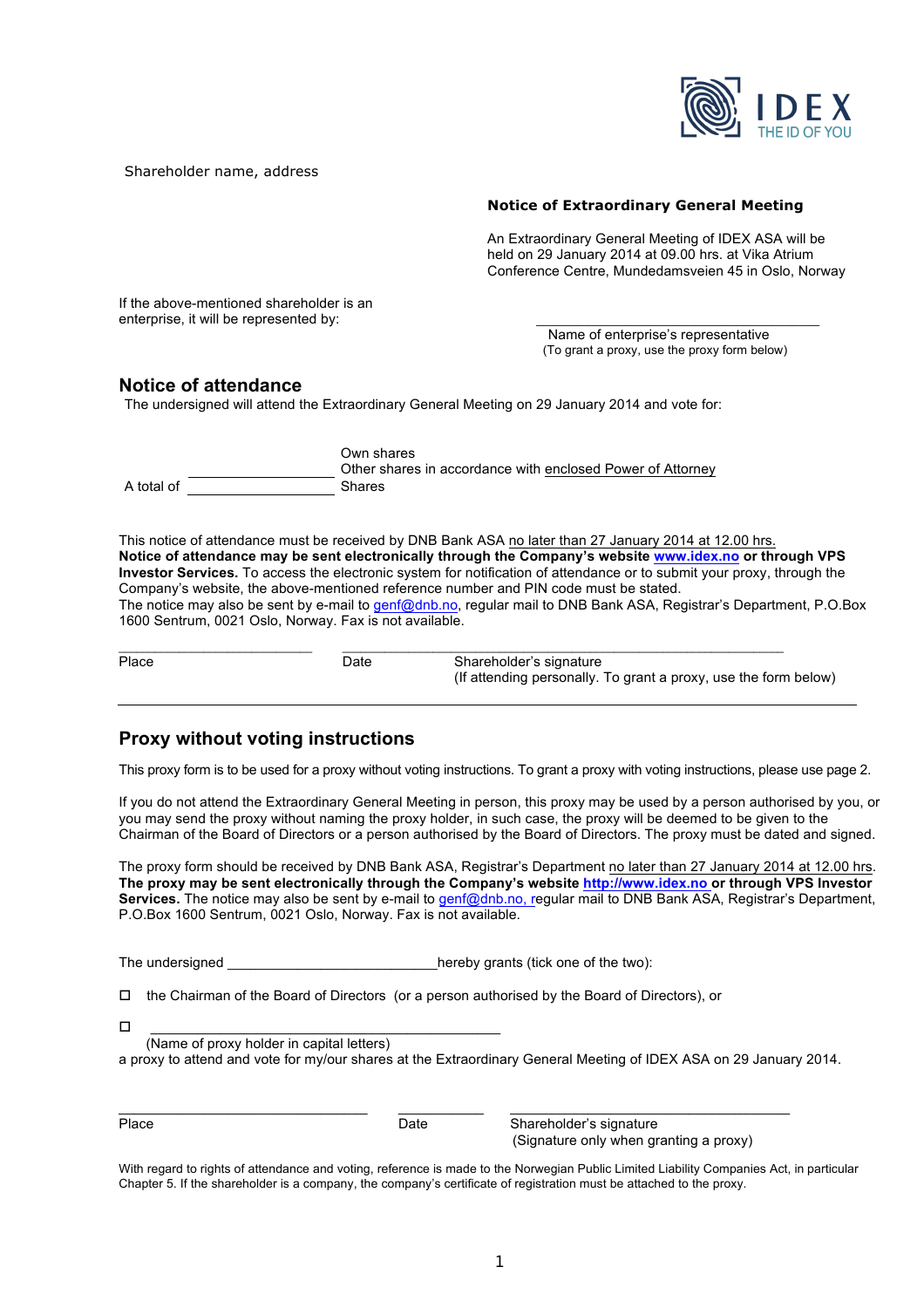IDEX
THE ID OF YOU

Shareholder name, address

**Notice of Extraordinary General Meeting**

An Extraordinary General Meeting of IDEX ASA will be held on 29 January 2014 at 09.00 hrs. at Vika Atrium Conference Centre, Mundedamsveien 45 in Oslo, Norway

If the above-mentioned shareholder is an enterprise, it will be represented by:

\_\_\_\_\_\_\_\_\_\_\_\_\_\_\_\_\_\_\_\_\_\_\_\_\_\_\_\_\_\_\_\_
Name of enterprise's representative
(To grant a proxy, use the proxy form below)

## Notice of attendance

The undersigned will attend the Extraordinary General Meeting on 29 January 2014 and vote for:

\_\_\_\_\_\_\_\_\_\_\_\_\_\_\_\_ Own shares
\_\_\_\_\_\_\_\_\_\_\_\_\_\_\_\_ Other shares in accordance with enclosed Power of Attorney
A total of \_\_\_\_\_\_\_\_\_\_\_\_\_\_\_\_ Shares

This notice of attendance must be received by DNB Bank ASA no later than 27 January 2014 at 12.00 hrs.
**Notice of attendance may be sent electronically through the Company's website www.idex.no or through VPS Investor Services.** To access the electronic system for notification of attendance or to submit your proxy, through the Company's website, the above-mentioned reference number and PIN code must be stated.
The notice may also be sent by e-mail to genf@dnb.no, regular mail to DNB Bank ASA, Registrar's Department, P.O.Box 1600 Sentrum, 0021 Oslo, Norway. Fax is not available.

\_\_\_\_\_\_\_\_\_\_\_\_\_\_\_\_ \_\_\_\_\_\_\_\_\_\_\_\_\_\_\_\_\_\_\_\_\_\_\_\_\_\_\_\_\_\_\_\_
Place Date Shareholder's signature
(If attending personally. To grant a proxy, use the form below)

## Proxy without voting instructions

This proxy form is to be used for a proxy without voting instructions. To grant a proxy with voting instructions, please use page 2.

If you do not attend the Extraordinary General Meeting in person, this proxy may be used by a person authorised by you, or you may send the proxy without naming the proxy holder, in such case, the proxy will be deemed to be given to the Chairman of the Board of Directors or a person authorised by the Board of Directors. The proxy must be dated and signed.

The proxy form should be received by DNB Bank ASA, Registrar's Department no later than 27 January 2014 at 12.00 hrs.
**The proxy may be sent electronically through the Company's website http://www.idex.no or through VPS Investor Services.** The notice may also be sent by e-mail to genf@dnb.no, regular mail to DNB Bank ASA, Registrar's Department, P.O.Box 1600 Sentrum, 0021 Oslo, Norway. Fax is not available.

The undersigned \_\_\_\_\_\_\_\_\_\_\_\_\_\_\_\_\_\_\_\_\_\_\_\_\_\_ hereby grants (tick one of the two):

☐ the Chairman of the Board of Directors (or a person authorised by the Board of Directors), or

☐ \_\_\_\_\_\_\_\_\_\_\_\_\_\_\_\_\_\_\_\_\_\_\_\_\_\_\_\_\_\_\_\_\_\_\_\_\_\_\_\_
(Name of proxy holder in capital letters)
a proxy to attend and vote for my/our shares at the Extraordinary General Meeting of IDEX ASA on 29 January 2014.

\_\_\_\_\_\_\_\_\_\_\_\_\_\_\_\_ \_\_\_\_\_\_\_\_\_\_ \_\_\_\_\_\_\_\_\_\_\_\_\_\_\_\_\_\_\_\_\_\_\_\_\_\_\_\_
Place Date Shareholder's signature
(Signature only when granting a proxy)

With regard to rights of attendance and voting, reference is made to the Norwegian Public Limited Liability Companies Act, in particular Chapter 5. If the shareholder is a company, the company's certificate of registration must be attached to the proxy.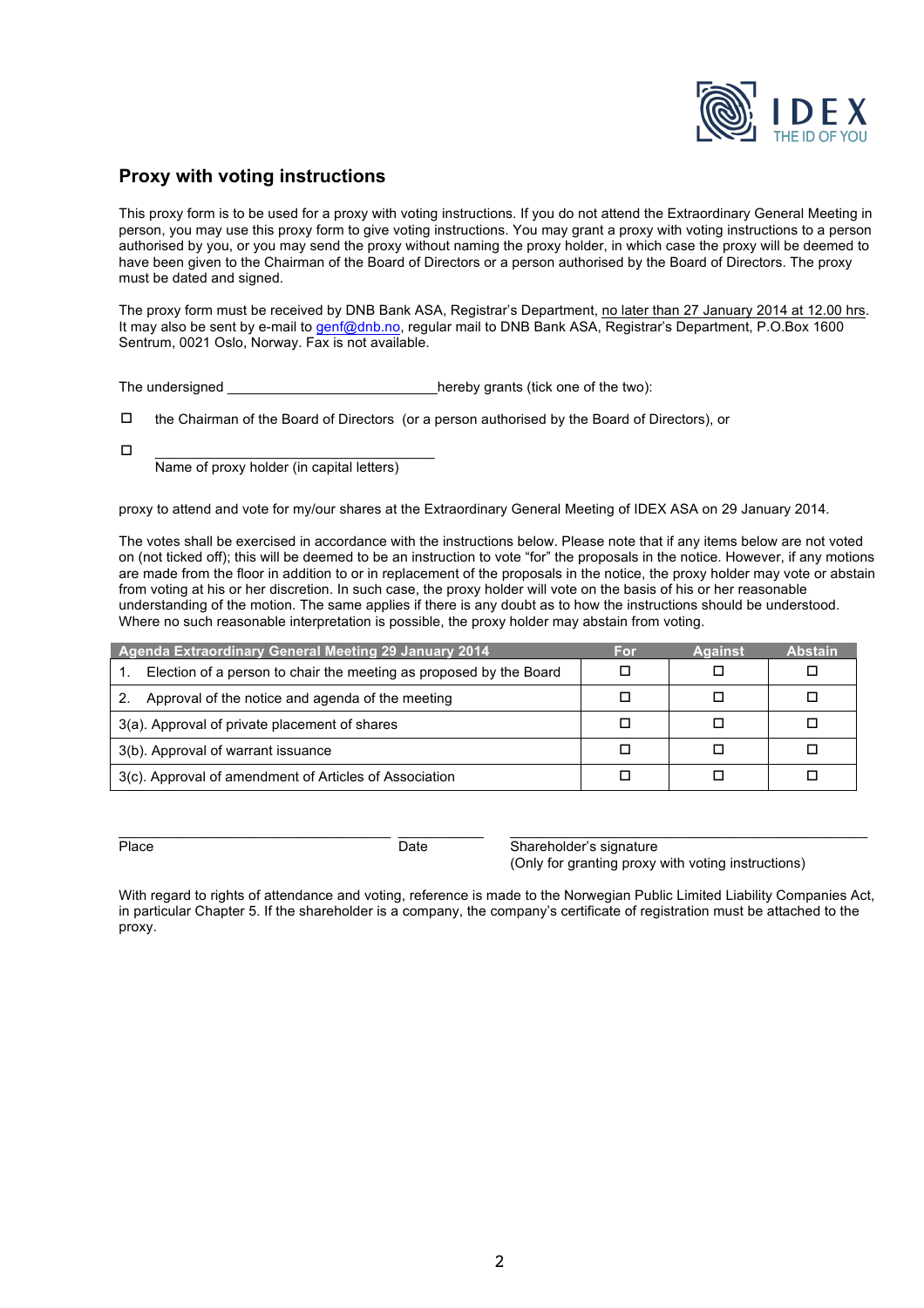## Proxy with voting instructions

This proxy form is to be used for a proxy with voting instructions. If you do not attend the Extraordinary General Meeting in person, you may use this proxy form to give voting instructions. You may grant a proxy with voting instructions to a person authorised by you, or you may send the proxy without naming the proxy holder, in which case the proxy will be deemed to have been given to the Chairman of the Board of Directors or a person authorised by the Board of Directors. The proxy must be dated and signed.

The proxy form must be received by DNB Bank ASA, Registrar's Department, no later than 27 January 2014 at 12.00 hrs. It may also be sent by e-mail to genf@dnb.no, regular mail to DNB Bank ASA, Registrar's Department, P.O.Box 1600 Sentrum, 0021 Oslo, Norway. Fax is not available.

The undersigned ___________________________hereby grants (tick one of the two):

☐ the Chairman of the Board of Directors (or a person authorised by the Board of Directors), or

☐ ____________________________________
Name of proxy holder (in capital letters)

proxy to attend and vote for my/our shares at the Extraordinary General Meeting of IDEX ASA on 29 January 2014.

The votes shall be exercised in accordance with the instructions below. Please note that if any items below are not voted on (not ticked off); this will be deemed to be an instruction to vote "for" the proposals in the notice. However, if any motions are made from the floor in addition to or in replacement of the proposals in the notice, the proxy holder may vote or abstain from voting at his or her discretion. In such case, the proxy holder will vote on the basis of his or her reasonable understanding of the motion. The same applies if there is any doubt as to how the instructions should be understood. Where no such reasonable interpretation is possible, the proxy holder may abstain from voting.

| Agenda Extraordinary General Meeting 29 January 2014 | For | Against | Abstain |
|---|---|---|---|
| 1. Election of a person to chair the meeting as proposed by the Board | ☐ | ☐ | ☐ |
| 2. Approval of the notice and agenda of the meeting | ☐ | ☐ | ☐ |
| 3(a). Approval of private placement of shares | ☐ | ☐ | ☐ |
| 3(b). Approval of warrant issuance | ☐ | ☐ | ☐ |
| 3(c). Approval of amendment of Articles of Association | ☐ | ☐ | ☐ |

___________________________________ ___________ _____________________________________________
Place Date Shareholder's signature
(Only for granting proxy with voting instructions)

With regard to rights of attendance and voting, reference is made to the Norwegian Public Limited Liability Companies Act, in particular Chapter 5. If the shareholder is a company, the company's certificate of registration must be attached to the proxy.